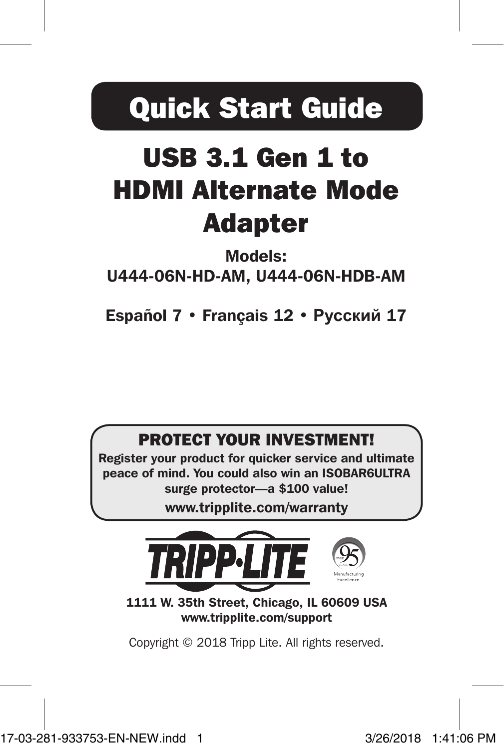# Quick Start Guide

## USB 3.1 Gen 1 to HDMI Alternate Mode Adapter

**Models:**
**U444-06N-HD-AM, U444-06N-HDB-AM**

**Español 7 • Français 12 • Русский 17**

**PROTECT YOUR INVESTMENT!**

**Register your product for quicker service and ultimate peace of mind. You could also win an ISOBAR6ULTRA surge protector—a $100 value!**

**www.tripplite.com/warranty**

**1111 W. 35th Street, Chicago, IL 60609 USA**
**www.tripplite.com/support**

Copyright © 2018 Tripp Lite. All rights reserved.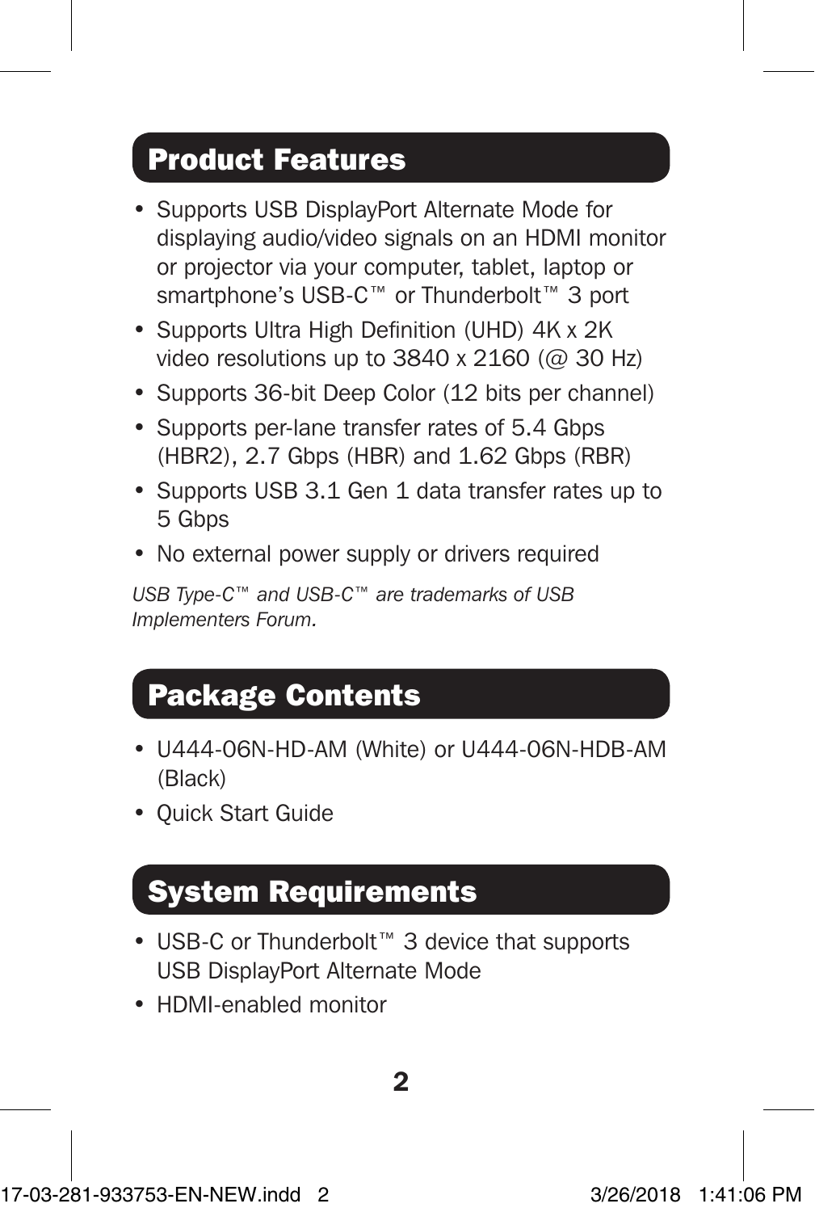## Product Features

- Supports USB DisplayPort Alternate Mode for displaying audio/video signals on an HDMI monitor or projector via your computer, tablet, laptop or smartphone's USB-C™ or Thunderbolt™ 3 port
- Supports Ultra High Definition (UHD) 4K x 2K video resolutions up to 3840 x 2160 (@ 30 Hz)
- Supports 36-bit Deep Color (12 bits per channel)
- Supports per-lane transfer rates of 5.4 Gbps (HBR2), 2.7 Gbps (HBR) and 1.62 Gbps (RBR)
- Supports USB 3.1 Gen 1 data transfer rates up to 5 Gbps
- No external power supply or drivers required

*USB Type-C™ and USB-C™ are trademarks of USB Implementers Forum.*

## Package Contents

- U444-06N-HD-AM (White) or U444-06N-HDB-AM (Black)
- Quick Start Guide

## System Requirements

- USB-C or Thunderbolt™ 3 device that supports USB DisplayPort Alternate Mode
- HDMI-enabled monitor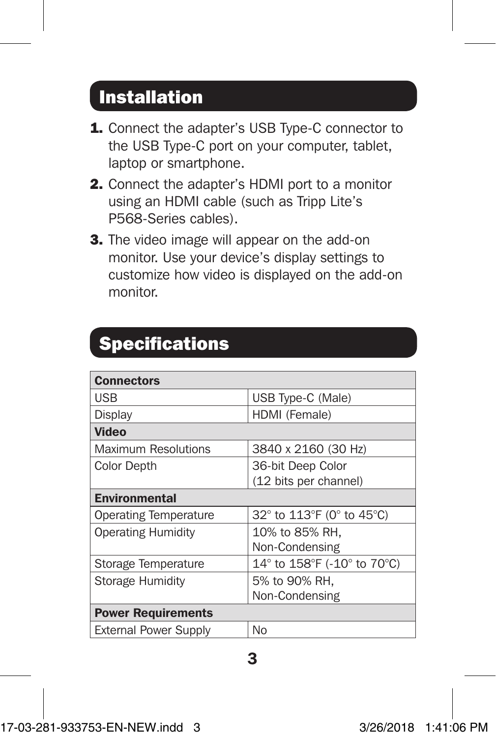## Installation

1. Connect the adapter's USB Type-C connector to the USB Type-C port on your computer, tablet, laptop or smartphone.
2. Connect the adapter's HDMI port to a monitor using an HDMI cable (such as Tripp Lite's P568-Series cables).
3. The video image will appear on the add-on monitor. Use your device's display settings to customize how video is displayed on the add-on monitor.

## Specifications

| **Connectors** | |
|---|---|
| USB | USB Type-C (Male) |
| Display | HDMI (Female) |
| **Video** | |
| Maximum Resolutions | 3840 x 2160 (30 Hz) |
| Color Depth | 36-bit Deep Color (12 bits per channel) |
| **Environmental** | |
| Operating Temperature | 32° to 113°F (0° to 45°C) |
| Operating Humidity | 10% to 85% RH, Non-Condensing |
| Storage Temperature | 14° to 158°F (-10° to 70°C) |
| Storage Humidity | 5% to 90% RH, Non-Condensing |
| **Power Requirements** | |
| External Power Supply | No |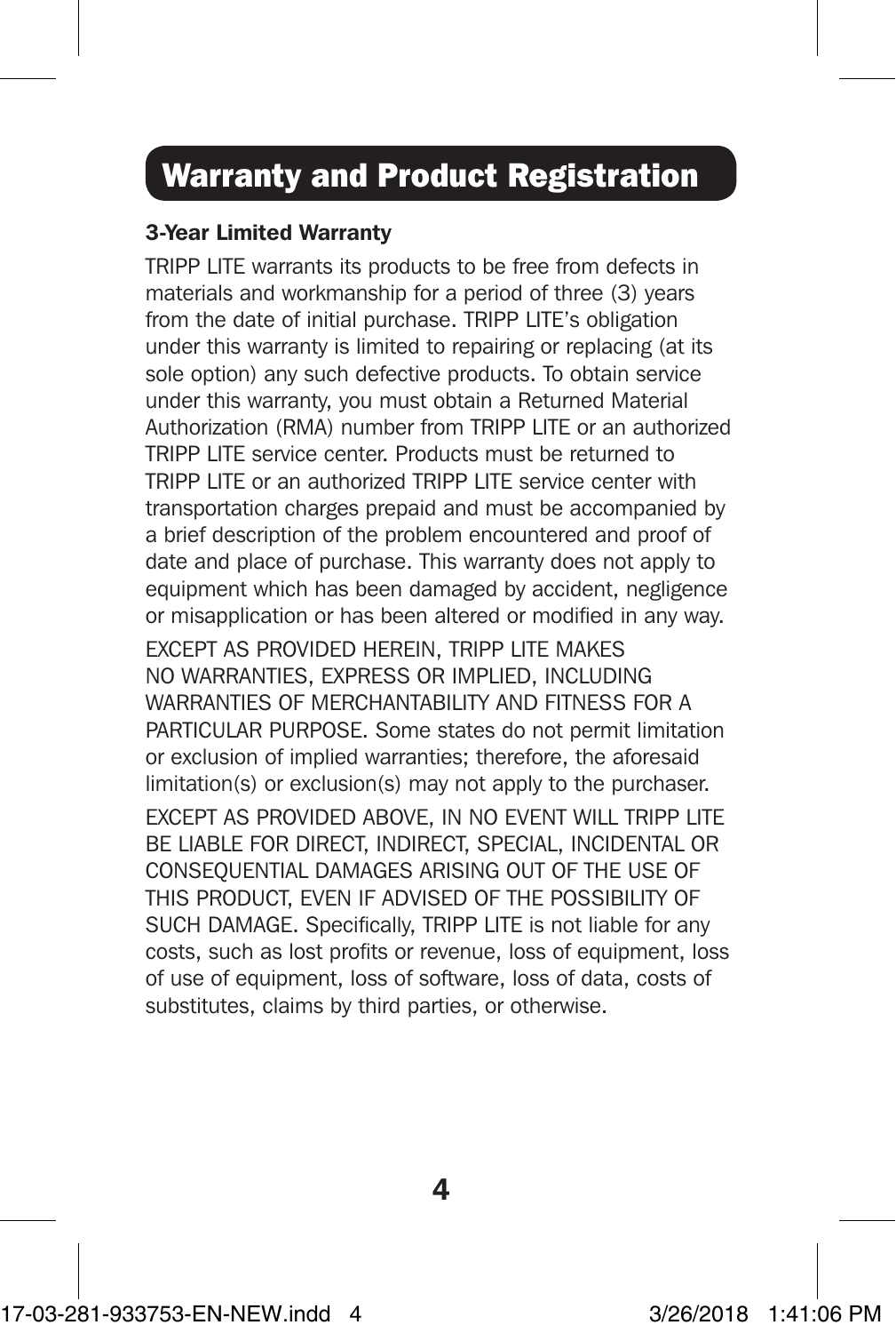## Warranty and Product Registration

### 3-Year Limited Warranty

TRIPP LITE warrants its products to be free from defects in materials and workmanship for a period of three (3) years from the date of initial purchase. TRIPP LITE's obligation under this warranty is limited to repairing or replacing (at its sole option) any such defective products. To obtain service under this warranty, you must obtain a Returned Material Authorization (RMA) number from TRIPP LITE or an authorized TRIPP LITE service center. Products must be returned to TRIPP LITE or an authorized TRIPP LITE service center with transportation charges prepaid and must be accompanied by a brief description of the problem encountered and proof of date and place of purchase. This warranty does not apply to equipment which has been damaged by accident, negligence or misapplication or has been altered or modified in any way.

EXCEPT AS PROVIDED HEREIN, TRIPP LITE MAKES NO WARRANTIES, EXPRESS OR IMPLIED, INCLUDING WARRANTIES OF MERCHANTABILITY AND FITNESS FOR A PARTICULAR PURPOSE. Some states do not permit limitation or exclusion of implied warranties; therefore, the aforesaid limitation(s) or exclusion(s) may not apply to the purchaser.

EXCEPT AS PROVIDED ABOVE, IN NO EVENT WILL TRIPP LITE BE LIABLE FOR DIRECT, INDIRECT, SPECIAL, INCIDENTAL OR CONSEQUENTIAL DAMAGES ARISING OUT OF THE USE OF THIS PRODUCT, EVEN IF ADVISED OF THE POSSIBILITY OF SUCH DAMAGE. Specifically, TRIPP LITE is not liable for any costs, such as lost profits or revenue, loss of equipment, loss of use of equipment, loss of software, loss of data, costs of substitutes, claims by third parties, or otherwise.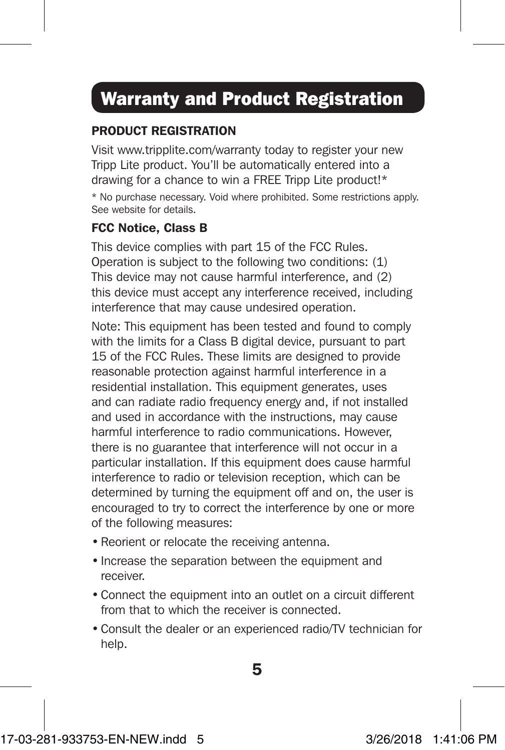# Warranty and Product Registration

## PRODUCT REGISTRATION

Visit www.tripplite.com/warranty today to register your new Tripp Lite product. You'll be automatically entered into a drawing for a chance to win a FREE Tripp Lite product!*

* No purchase necessary. Void where prohibited. Some restrictions apply. See website for details.

## FCC Notice, Class B

This device complies with part 15 of the FCC Rules. Operation is subject to the following two conditions: (1) This device may not cause harmful interference, and (2) this device must accept any interference received, including interference that may cause undesired operation.

Note: This equipment has been tested and found to comply with the limits for a Class B digital device, pursuant to part 15 of the FCC Rules. These limits are designed to provide reasonable protection against harmful interference in a residential installation. This equipment generates, uses and can radiate radio frequency energy and, if not installed and used in accordance with the instructions, may cause harmful interference to radio communications. However, there is no guarantee that interference will not occur in a particular installation. If this equipment does cause harmful interference to radio or television reception, which can be determined by turning the equipment off and on, the user is encouraged to try to correct the interference by one or more of the following measures:

- Reorient or relocate the receiving antenna.
- Increase the separation between the equipment and receiver.
- Connect the equipment into an outlet on a circuit different from that to which the receiver is connected.
- Consult the dealer or an experienced radio/TV technician for help.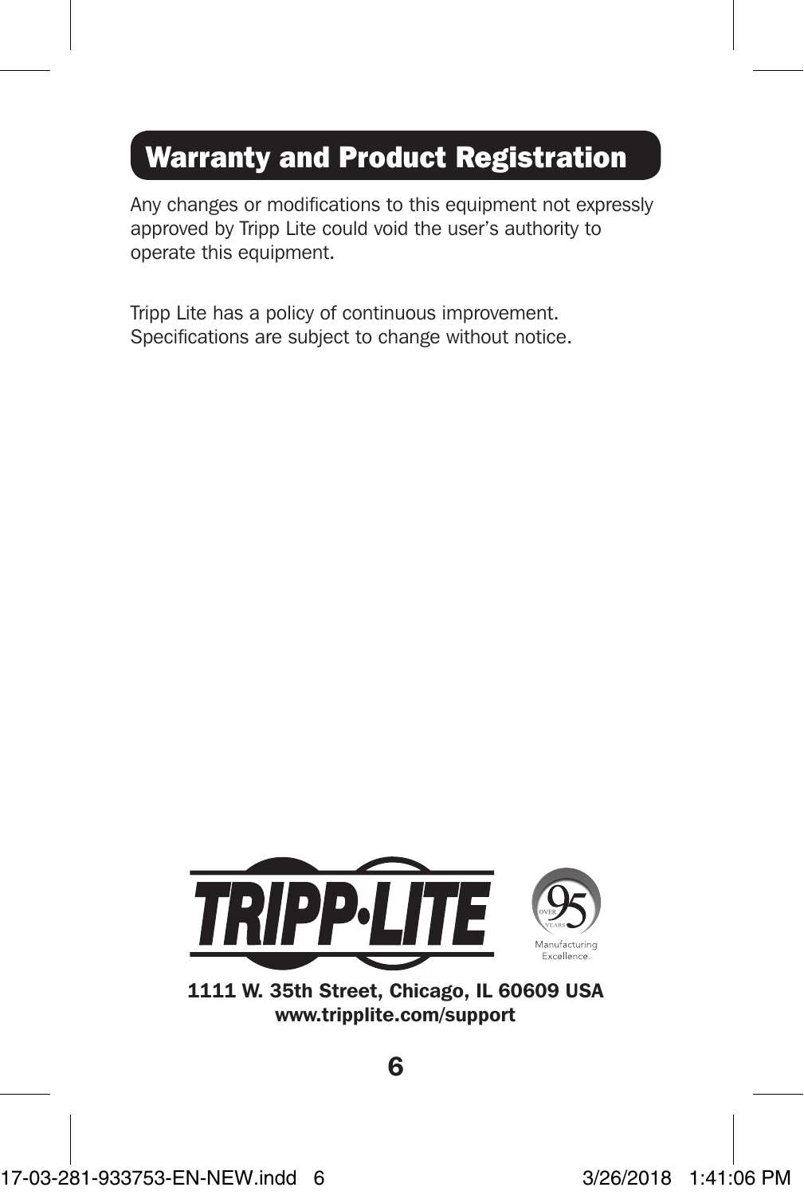## Warranty and Product Registration

Any changes or modifications to this equipment not expressly approved by Tripp Lite could void the user's authority to operate this equipment.

Tripp Lite has a policy of continuous improvement. Specifications are subject to change without notice.

**1111 W. 35th Street, Chicago, IL 60609 USA**
**www.tripplite.com/support**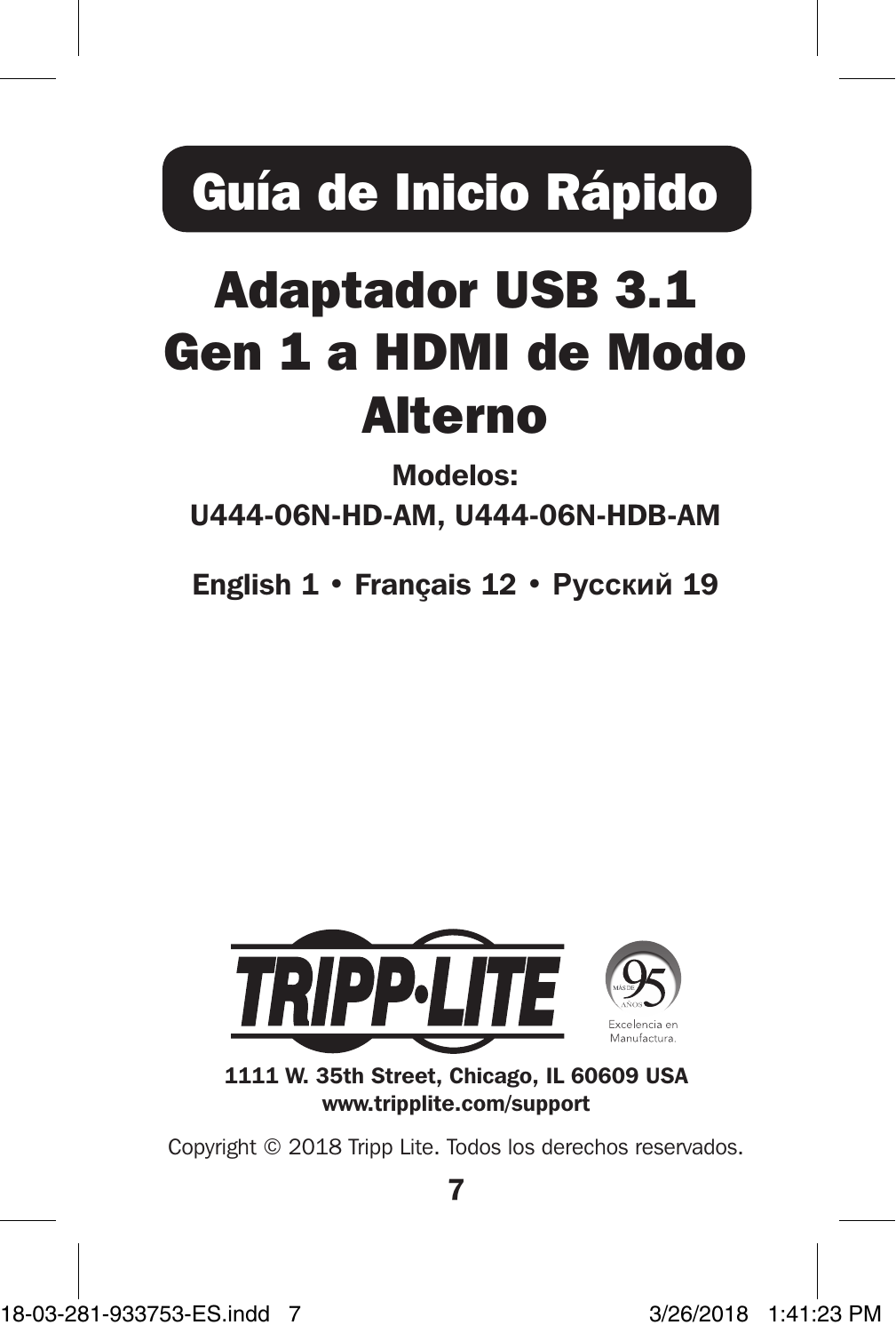# Guía de Inicio Rápido

# Adaptador USB 3.1 Gen 1 a HDMI de Modo Alterno

**Modelos:**
**U444-06N-HD-AM, U444-06N-HDB-AM**

**English 1 • Français 12 • Русский 19**

TRIPP·LITE

MÁS DE 95 AÑOS
Excelencia en Manufactura.

**1111 W. 35th Street, Chicago, IL 60609 USA**
**www.tripplite.com/support**

Copyright © 2018 Tripp Lite. Todos los derechos reservados.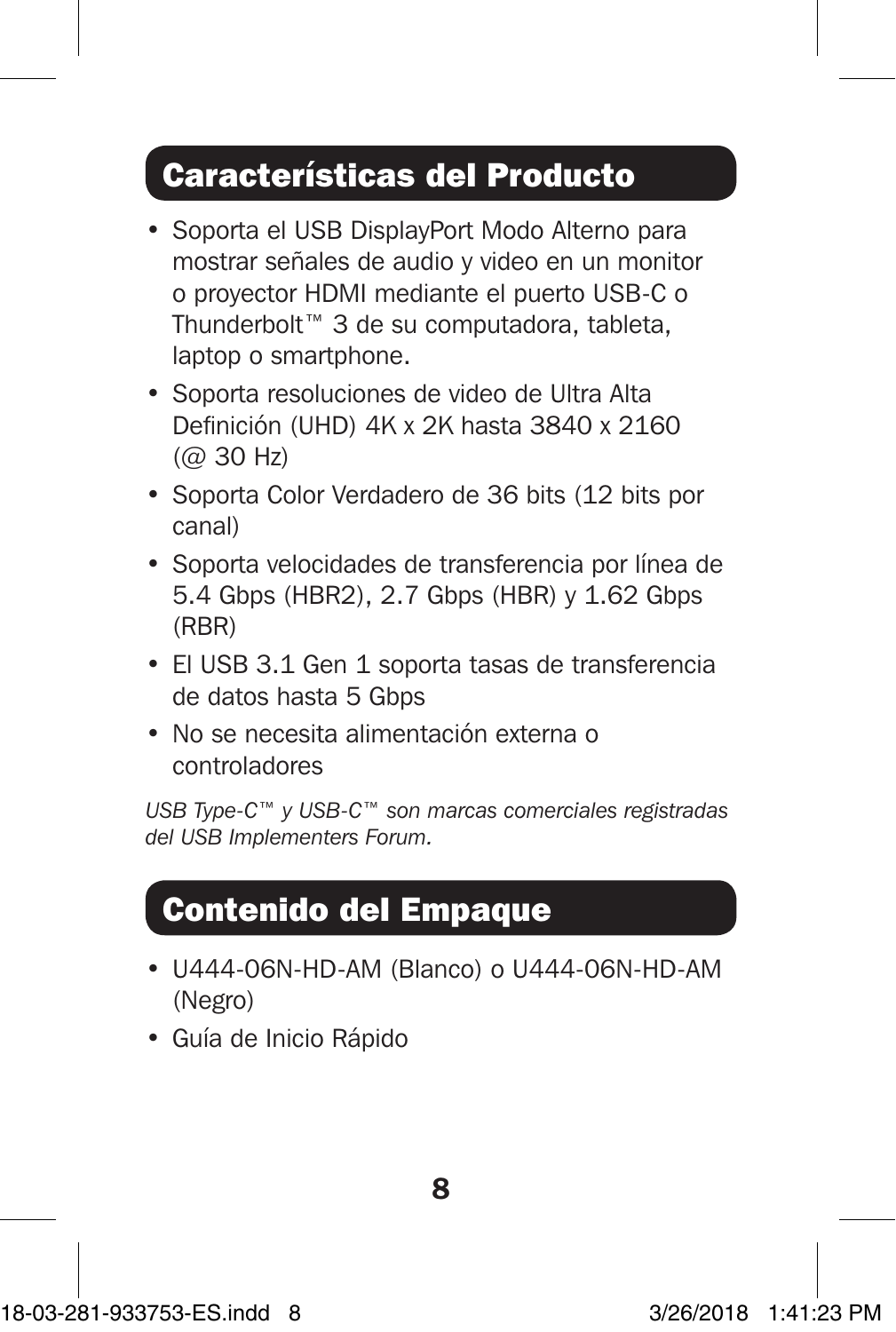## Características del Producto

- Soporta el USB DisplayPort Modo Alterno para mostrar señales de audio y video en un monitor o proyector HDMI mediante el puerto USB-C o Thunderbolt™ 3 de su computadora, tableta, laptop o smartphone.
- Soporta resoluciones de video de Ultra Alta Definición (UHD) 4K x 2K hasta 3840 x 2160 (@ 30 Hz)
- Soporta Color Verdadero de 36 bits (12 bits por canal)
- Soporta velocidades de transferencia por línea de 5.4 Gbps (HBR2), 2.7 Gbps (HBR) y 1.62 Gbps (RBR)
- El USB 3.1 Gen 1 soporta tasas de transferencia de datos hasta 5 Gbps
- No se necesita alimentación externa o controladores

*USB Type-C™ y USB-C™ son marcas comerciales registradas del USB Implementers Forum.*

## Contenido del Empaque

- U444-06N-HD-AM (Blanco) o U444-06N-HD-AM (Negro)
- Guía de Inicio Rápido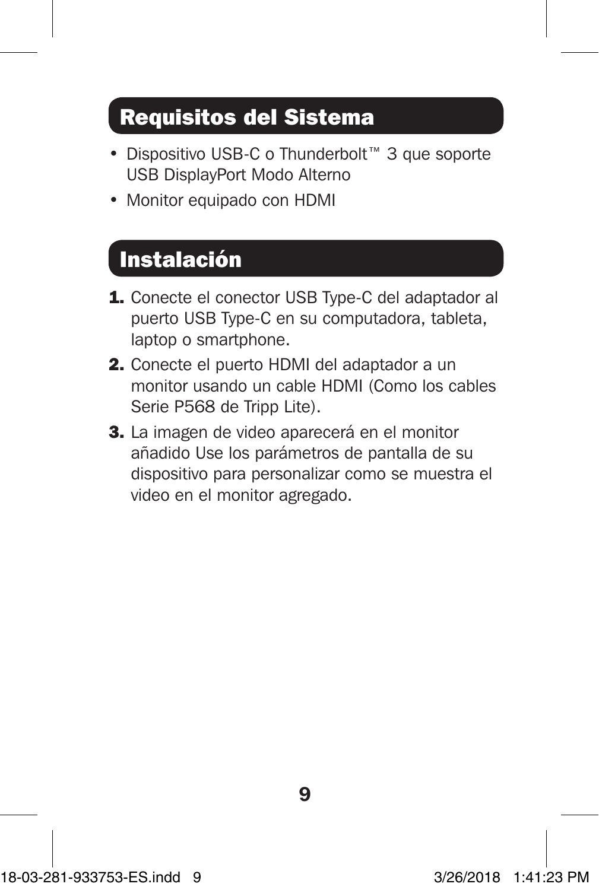## Requisitos del Sistema

- Dispositivo USB-C o Thunderbolt™ 3 que soporte USB DisplayPort Modo Alterno
- Monitor equipado con HDMI

## Instalación

1. Conecte el conector USB Type-C del adaptador al puerto USB Type-C en su computadora, tableta, laptop o smartphone.
2. Conecte el puerto HDMI del adaptador a un monitor usando un cable HDMI (Como los cables Serie P568 de Tripp Lite).
3. La imagen de video aparecerá en el monitor añadido Use los parámetros de pantalla de su dispositivo para personalizar como se muestra el video en el monitor agregado.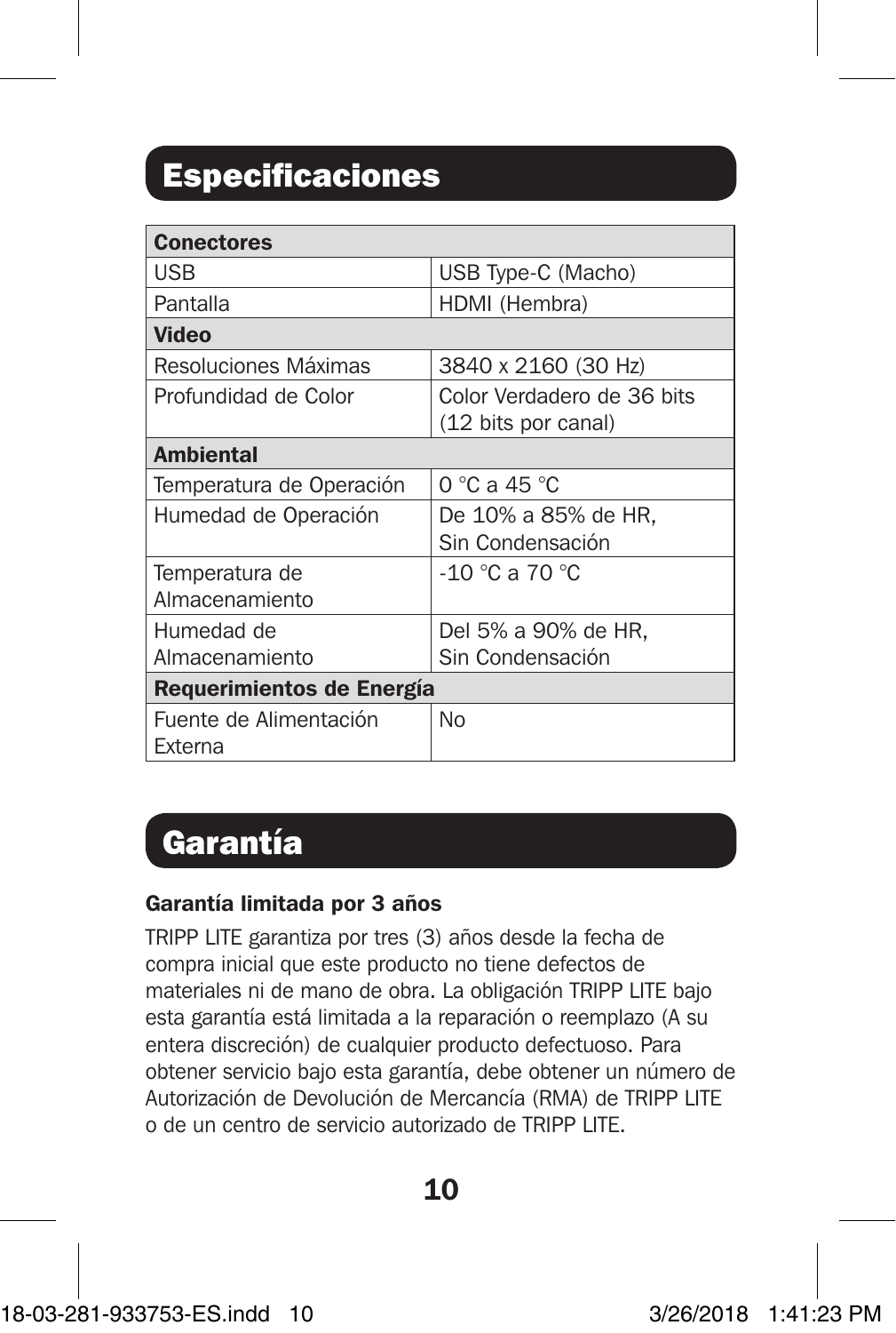## Especificaciones

| Conectores | |
|---|---|
| USB | USB Type-C (Macho) |
| Pantalla | HDMI (Hembra) |
| **Video** | |
| Resoluciones Máximas | 3840 x 2160 (30 Hz) |
| Profundidad de Color | Color Verdadero de 36 bits (12 bits por canal) |
| **Ambiental** | |
| Temperatura de Operación | 0 °C a 45 °C |
| Humedad de Operación | De 10% a 85% de HR, Sin Condensación |
| Temperatura de Almacenamiento | -10 °C a 70 °C |
| Humedad de Almacenamiento | Del 5% a 90% de HR, Sin Condensación |
| **Requerimientos de Energía** | |
| Fuente de Alimentación Externa | No |

## Garantía

**Garantía limitada por 3 años**

TRIPP LITE garantiza por tres (3) años desde la fecha de compra inicial que este producto no tiene defectos de materiales ni de mano de obra. La obligación TRIPP LITE bajo esta garantía está limitada a la reparación o reemplazo (A su entera discreción) de cualquier producto defectuoso. Para obtener servicio bajo esta garantía, debe obtener un número de Autorización de Devolución de Mercancía (RMA) de TRIPP LITE o de un centro de servicio autorizado de TRIPP LITE.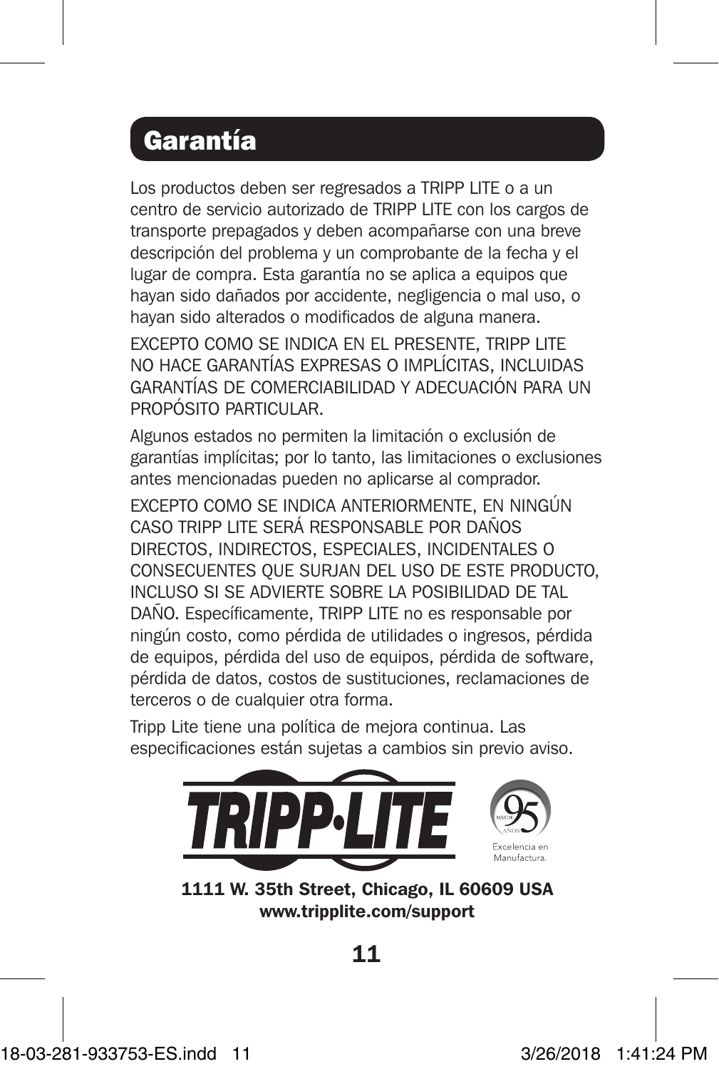## Garantía

Los productos deben ser regresados a TRIPP LITE o a un centro de servicio autorizado de TRIPP LITE con los cargos de transporte prepagados y deben acompañarse con una breve descripción del problema y un comprobante de la fecha y el lugar de compra. Esta garantía no se aplica a equipos que hayan sido dañados por accidente, negligencia o mal uso, o hayan sido alterados o modificados de alguna manera.

EXCEPTO COMO SE INDICA EN EL PRESENTE, TRIPP LITE NO HACE GARANTÍAS EXPRESAS O IMPLÍCITAS, INCLUIDAS GARANTÍAS DE COMERCIABILIDAD Y ADECUACIÓN PARA UN PROPÓSITO PARTICULAR.

Algunos estados no permiten la limitación o exclusión de garantías implícitas; por lo tanto, las limitaciones o exclusiones antes mencionadas pueden no aplicarse al comprador.

EXCEPTO COMO SE INDICA ANTERIORMENTE, EN NINGÚN CASO TRIPP LITE SERÁ RESPONSABLE POR DAÑOS DIRECTOS, INDIRECTOS, ESPECIALES, INCIDENTALES O CONSECUENTES QUE SURJAN DEL USO DE ESTE PRODUCTO, INCLUSO SI SE ADVIERTE SOBRE LA POSIBILIDAD DE TAL DAÑO. Específicamente, TRIPP LITE no es responsable por ningún costo, como pérdida de utilidades o ingresos, pérdida de equipos, pérdida del uso de equipos, pérdida de software, pérdida de datos, costos de sustituciones, reclamaciones de terceros o de cualquier otra forma.

Tripp Lite tiene una política de mejora continua. Las especificaciones están sujetas a cambios sin previo aviso.

TRIPP·LITE

MÁS DE 95 AÑOS

Excelencia en Manufactura.

**1111 W. 35th Street, Chicago, IL 60609 USA**
**www.tripplite.com/support**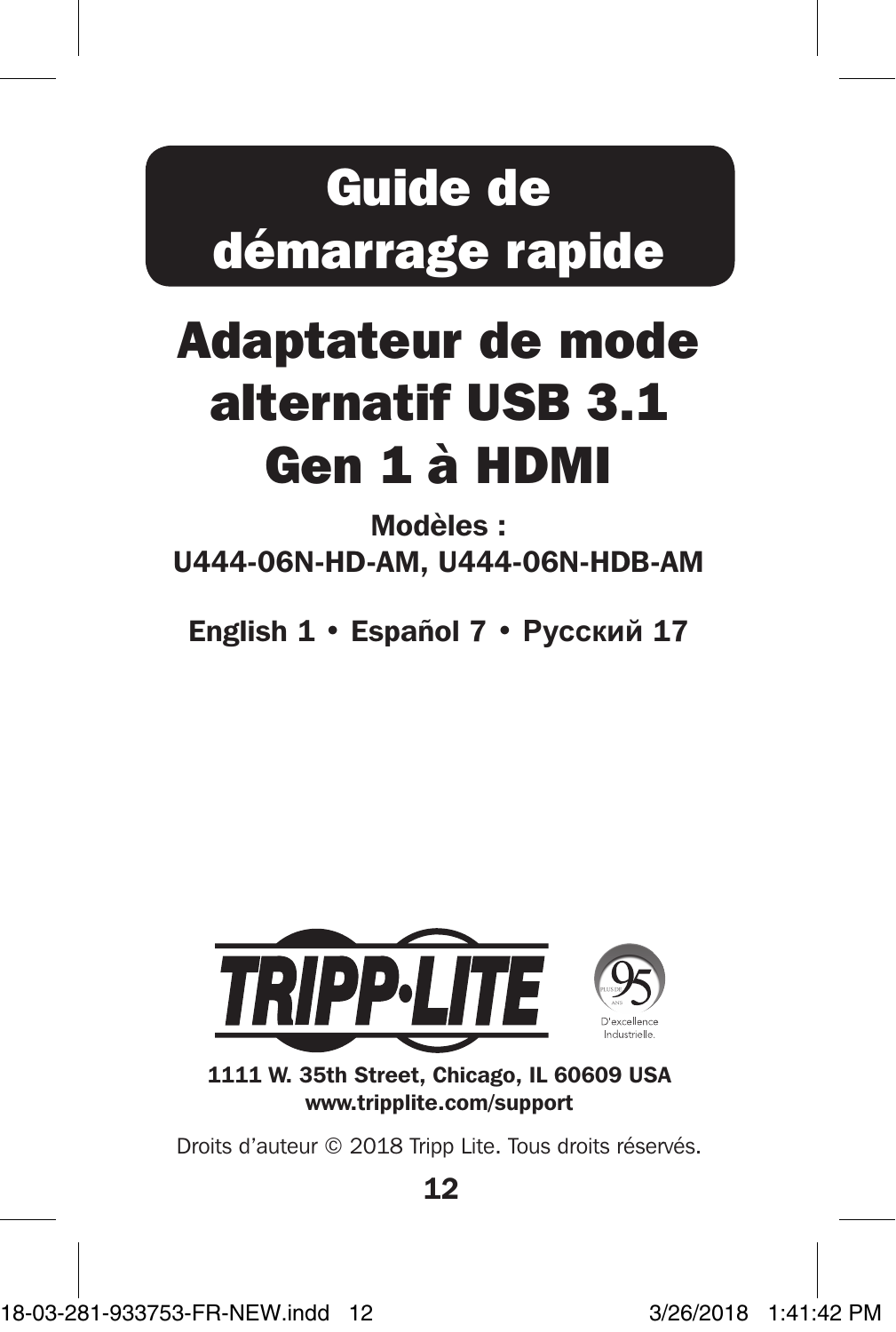# Guide de démarrage rapide

# Adaptateur de mode alternatif USB 3.1 Gen 1 à HDMI

**Modèles :**
**U444-06N-HD-AM, U444-06N-HDB-AM**

**English 1 • Español 7 • Русский 17**

**TRIPP·LITE**

PLUS DE 95 ANS D'excellence Industrielle.

**1111 W. 35th Street, Chicago, IL 60609 USA**
**www.tripplite.com/support**

Droits d'auteur © 2018 Tripp Lite. Tous droits réservés.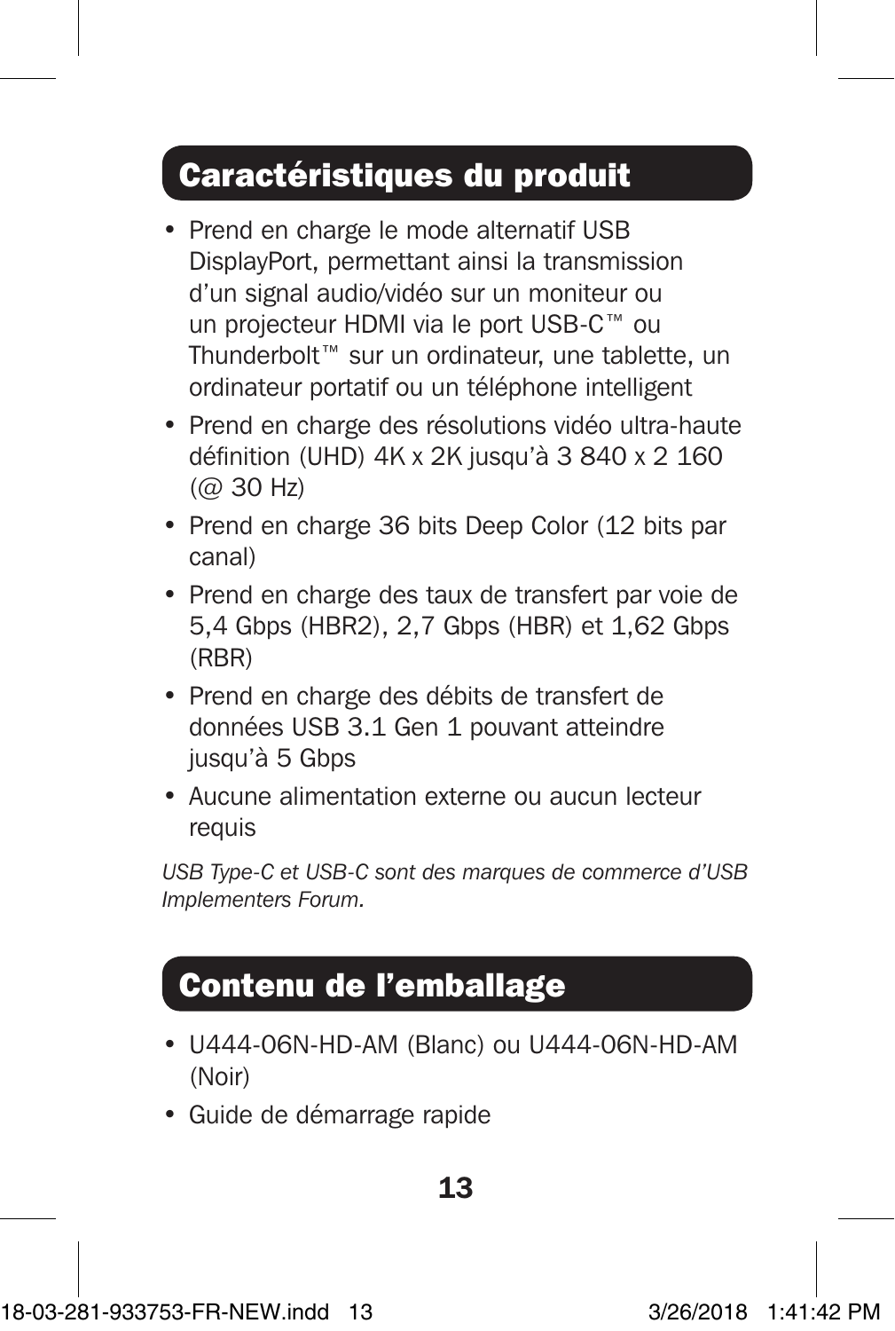## Caractéristiques du produit

- Prend en charge le mode alternatif USB DisplayPort, permettant ainsi la transmission d'un signal audio/vidéo sur un moniteur ou un projecteur HDMI via le port USB-C™ ou Thunderbolt™ sur un ordinateur, une tablette, un ordinateur portatif ou un téléphone intelligent
- Prend en charge des résolutions vidéo ultra-haute définition (UHD) 4K x 2K jusqu'à 3 840 x 2 160 (@ 30 Hz)
- Prend en charge 36 bits Deep Color (12 bits par canal)
- Prend en charge des taux de transfert par voie de 5,4 Gbps (HBR2), 2,7 Gbps (HBR) et 1,62 Gbps (RBR)
- Prend en charge des débits de transfert de données USB 3.1 Gen 1 pouvant atteindre jusqu'à 5 Gbps
- Aucune alimentation externe ou aucun lecteur requis

*USB Type-C et USB-C sont des marques de commerce d'USB Implementers Forum.*

## Contenu de l'emballage

- U444-06N-HD-AM (Blanc) ou U444-06N-HD-AM (Noir)
- Guide de démarrage rapide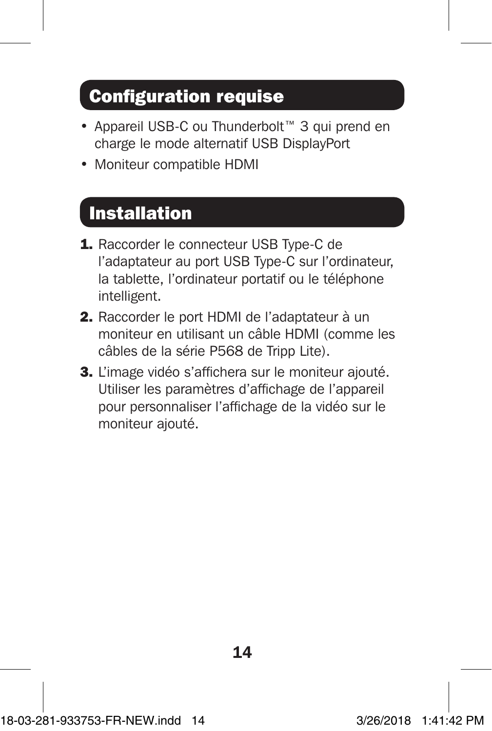## Configuration requise

- Appareil USB-C ou Thunderbolt™ 3 qui prend en charge le mode alternatif USB DisplayPort
- Moniteur compatible HDMI

## Installation

1. Raccorder le connecteur USB Type-C de l'adaptateur au port USB Type-C sur l'ordinateur, la tablette, l'ordinateur portatif ou le téléphone intelligent.
2. Raccorder le port HDMI de l'adaptateur à un moniteur en utilisant un câble HDMI (comme les câbles de la série P568 de Tripp Lite).
3. L'image vidéo s'affichera sur le moniteur ajouté. Utiliser les paramètres d'affichage de l'appareil pour personnaliser l'affichage de la vidéo sur le moniteur ajouté.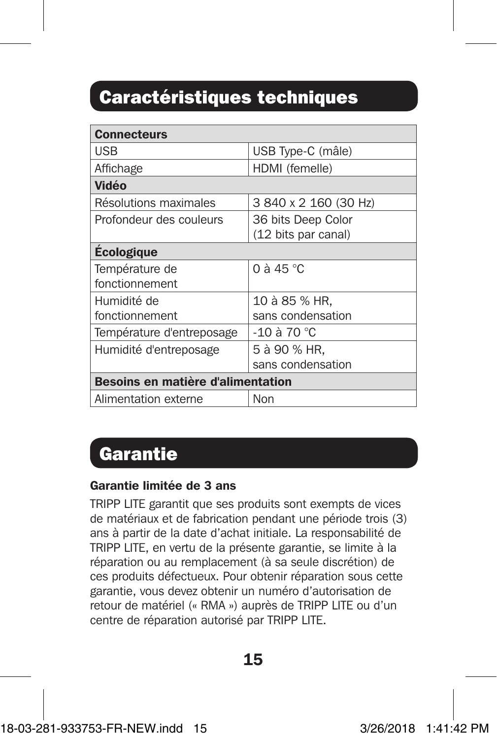## Caractéristiques techniques

| **Connecteurs** | |
|---|---|
| USB | USB Type-C (mâle) |
| Affichage | HDMI (femelle) |
| **Vidéo** | |
| Résolutions maximales | 3 840 x 2 160 (30 Hz) |
| Profondeur des couleurs | 36 bits Deep Color (12 bits par canal) |
| **Écologique** | |
| Température de fonctionnement | 0 à 45 °C |
| Humidité de fonctionnement | 10 à 85 % HR, sans condensation |
| Température d'entreposage | -10 à 70 °C |
| Humidité d'entreposage | 5 à 90 % HR, sans condensation |
| **Besoins en matière d'alimentation** | |
| Alimentation externe | Non |

## Garantie

**Garantie limitée de 3 ans**

TRIPP LITE garantit que ses produits sont exempts de vices de matériaux et de fabrication pendant une période trois (3) ans à partir de la date d'achat initiale. La responsabilité de TRIPP LITE, en vertu de la présente garantie, se limite à la réparation ou au remplacement (à sa seule discrétion) de ces produits défectueux. Pour obtenir réparation sous cette garantie, vous devez obtenir un numéro d'autorisation de retour de matériel (« RMA ») auprès de TRIPP LITE ou d'un centre de réparation autorisé par TRIPP LITE.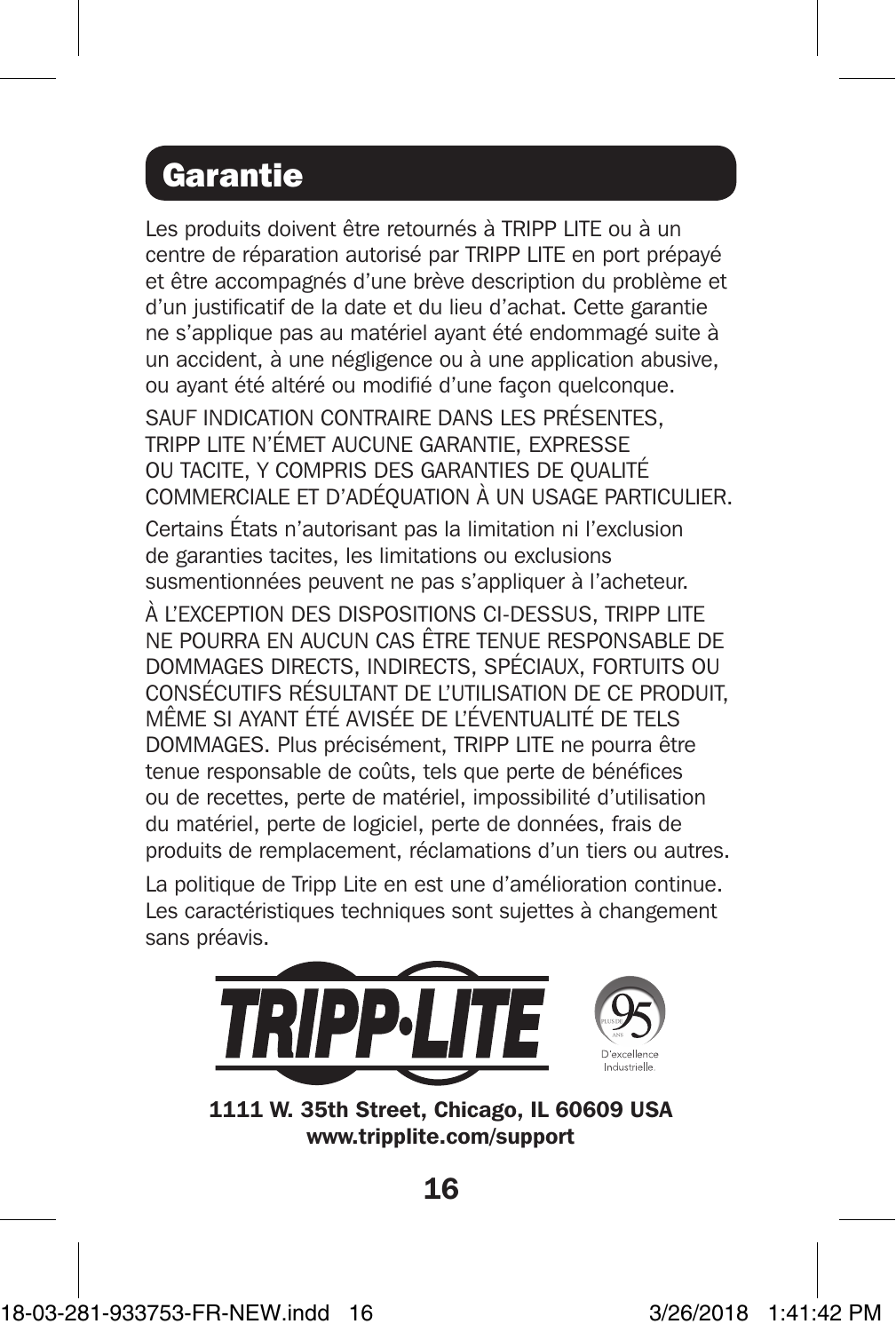## Garantie

Les produits doivent être retournés à TRIPP LITE ou à un centre de réparation autorisé par TRIPP LITE en port prépayé et être accompagnés d'une brève description du problème et d'un justificatif de la date et du lieu d'achat. Cette garantie ne s'applique pas au matériel ayant été endommagé suite à un accident, à une négligence ou à une application abusive, ou ayant été altéré ou modifié d'une façon quelconque.

SAUF INDICATION CONTRAIRE DANS LES PRÉSENTES, TRIPP LITE N'ÉMET AUCUNE GARANTIE, EXPRESSE OU TACITE, Y COMPRIS DES GARANTIES DE QUALITÉ COMMERCIALE ET D'ADÉQUATION À UN USAGE PARTICULIER.

Certains États n'autorisant pas la limitation ni l'exclusion de garanties tacites, les limitations ou exclusions susmentionnées peuvent ne pas s'appliquer à l'acheteur.

À L'EXCEPTION DES DISPOSITIONS CI-DESSUS, TRIPP LITE NE POURRA EN AUCUN CAS ÊTRE TENUE RESPONSABLE DE DOMMAGES DIRECTS, INDIRECTS, SPÉCIAUX, FORTUITS OU CONSÉCUTIFS RÉSULTANT DE L'UTILISATION DE CE PRODUIT, MÊME SI AYANT ÉTÉ AVISÉE DE L'ÉVENTUALITÉ DE TELS DOMMAGES. Plus précisément, TRIPP LITE ne pourra être tenue responsable de coûts, tels que perte de bénéfices ou de recettes, perte de matériel, impossibilité d'utilisation du matériel, perte de logiciel, perte de données, frais de produits de remplacement, réclamations d'un tiers ou autres.

La politique de Tripp Lite en est une d'amélioration continue. Les caractéristiques techniques sont sujettes à changement sans préavis.

TRIPP·LITE

PLUS DE 95 ANS D'excellence Industrielle

**1111 W. 35th Street, Chicago, IL 60609 USA**
**www.tripplite.com/support**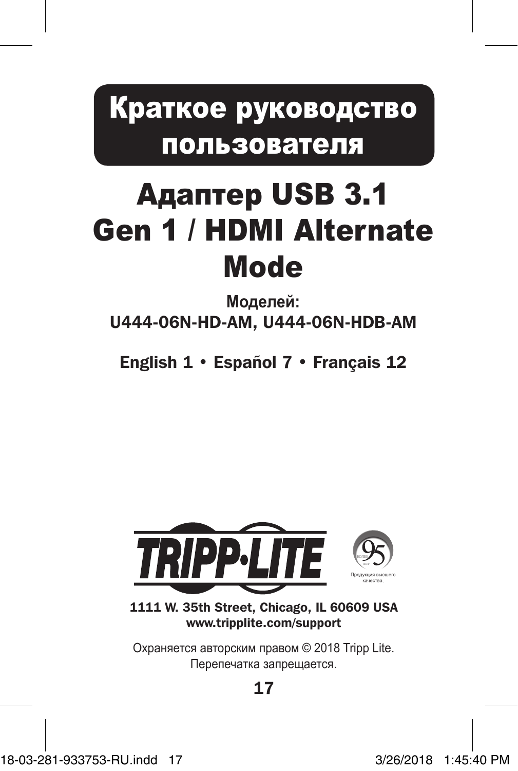# Краткое руководство пользователя

# Адаптер USB 3.1 Gen 1 / HDMI Alternate Mode

**Моделей:**
**U444-06N-HD-AM, U444-06N-HDB-AM**

**English 1 • Español 7 • Français 12**

TRIPP·LITE

БОЛЕЕ 95 ЛЕТ

Продукция высшего качества.

**1111 W. 35th Street, Chicago, IL 60609 USA**
**www.tripplite.com/support**

Охраняется авторским правом © 2018 Tripp Lite. Перепечатка запрещается.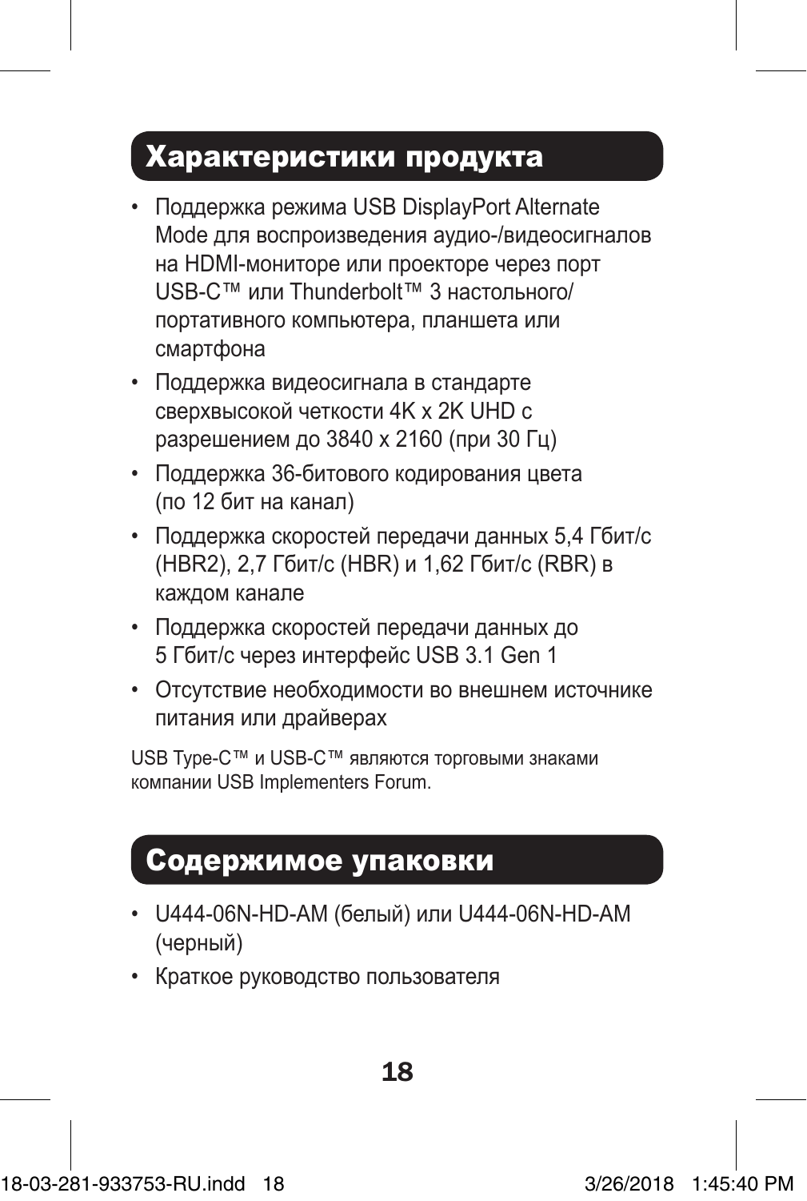## Характеристики продукта

- Поддержка режима USB DisplayPort Alternate Mode для воспроизведения аудио-/видеосигналов на HDMI-мониторе или проекторе через порт USB-C™ или Thunderbolt™ 3 настольного/портативного компьютера, планшета или смартфона
- Поддержка видеосигнала в стандарте сверхвысокой четкости 4K x 2K UHD с разрешением до 3840 x 2160 (при 30 Гц)
- Поддержка 36-битового кодирования цвета (по 12 бит на канал)
- Поддержка скоростей передачи данных 5,4 Гбит/с (HBR2), 2,7 Гбит/с (HBR) и 1,62 Гбит/с (RBR) в каждом канале
- Поддержка скоростей передачи данных до 5 Гбит/с через интерфейс USB 3.1 Gen 1
- Отсутствие необходимости во внешнем источнике питания или драйверах

USB Type-C™ и USB-C™ являются торговыми знаками компании USB Implementers Forum.

## Содержимое упаковки

- U444-06N-HD-AM (белый) или U444-06N-HD-AM (черный)
- Краткое руководство пользователя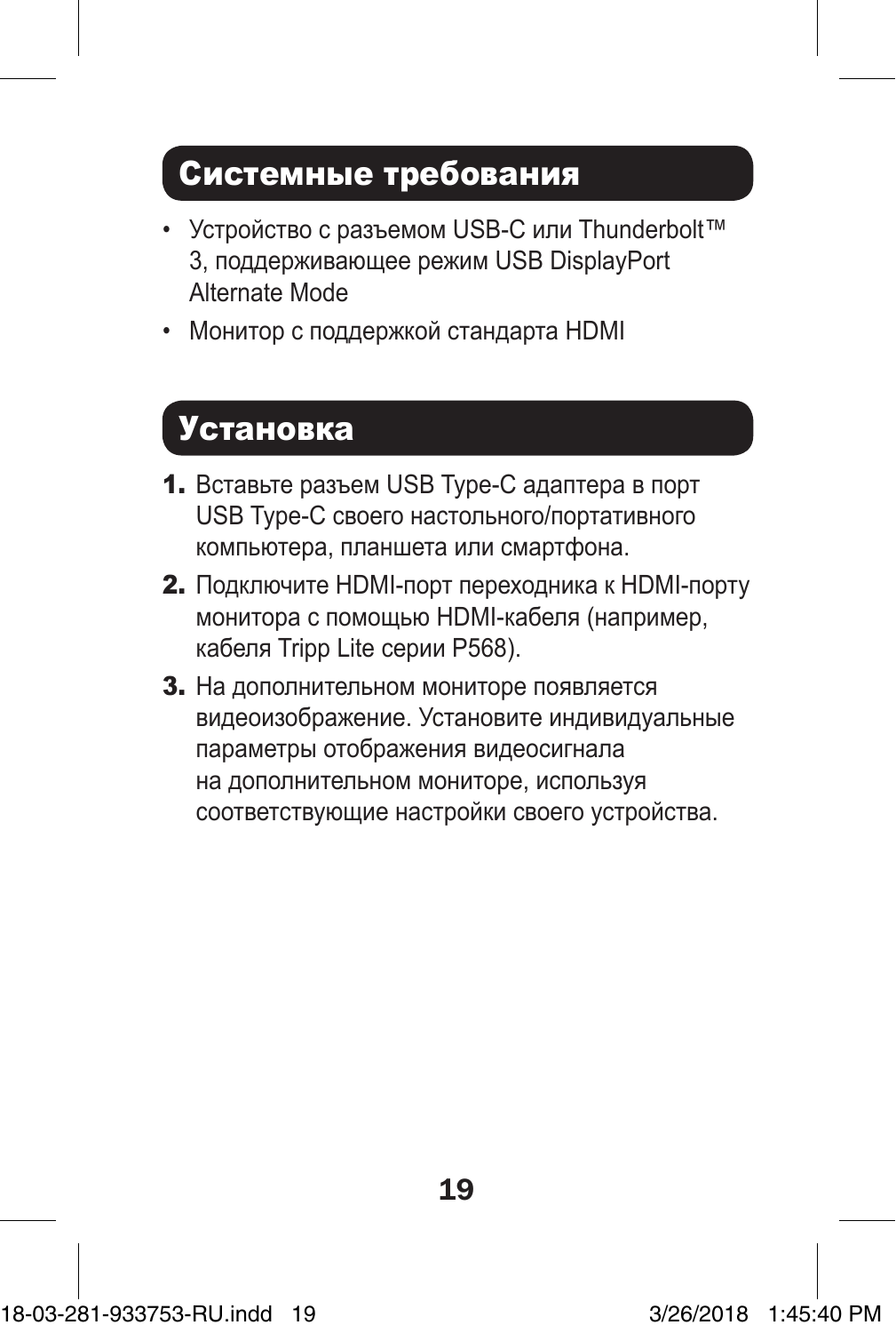## Системные требования

- Устройство с разъемом USB-C или Thunderbolt™ 3, поддерживающее режим USB DisplayPort Alternate Mode
- Монитор с поддержкой стандарта HDMI

## Установка

1. Вставьте разъем USB Type-C адаптера в порт USB Type-C своего настольного/портативного компьютера, планшета или смартфона.
2. Подключите HDMI-порт переходника к HDMI-порту монитора с помощью HDMI-кабеля (например, кабеля Tripp Lite серии P568).
3. На дополнительном мониторе появляется видеоизображение. Установите индивидуальные параметры отображения видеосигнала на дополнительном мониторе, используя соответствующие настройки своего устройства.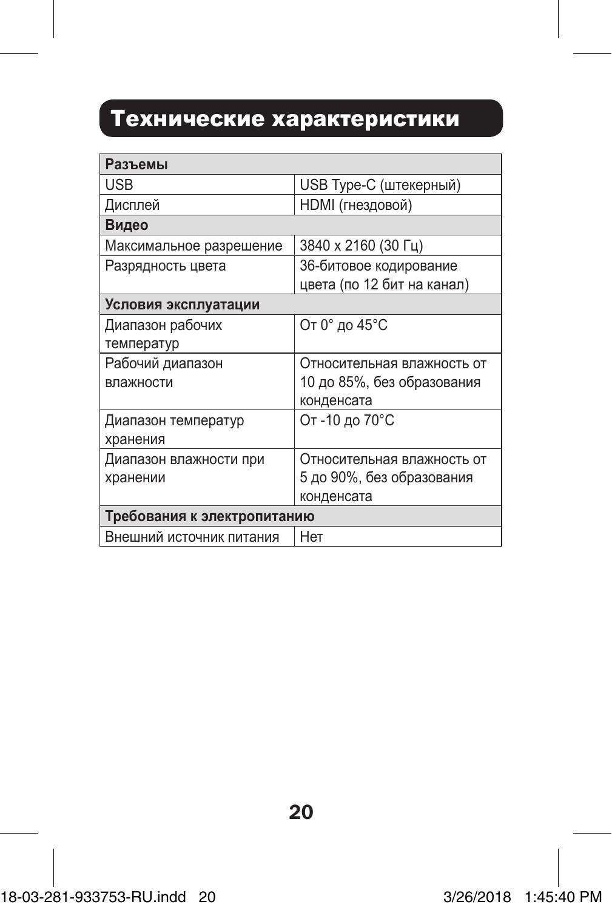# Технические характеристики

| Разъемы | |
|---|---|
| USB | USB Type-C (штекерный) |
| Дисплей | HDMI (гнездовой) |
| **Видео** | |
| Максимальное разрешение | 3840 x 2160 (30 Гц) |
| Разрядность цвета | 36-битовое кодирование цвета (по 12 бит на канал) |
| **Условия эксплуатации** | |
| Диапазон рабочих температур | От 0° до 45°C |
| Рабочий диапазон влажности | Относительная влажность от 10 до 85%, без образования конденсата |
| Диапазон температур хранения | От -10 до 70°C |
| Диапазон влажности при хранении | Относительная влажность от 5 до 90%, без образования конденсата |
| **Требования к электропитанию** | |
| Внешний источник питания | Нет |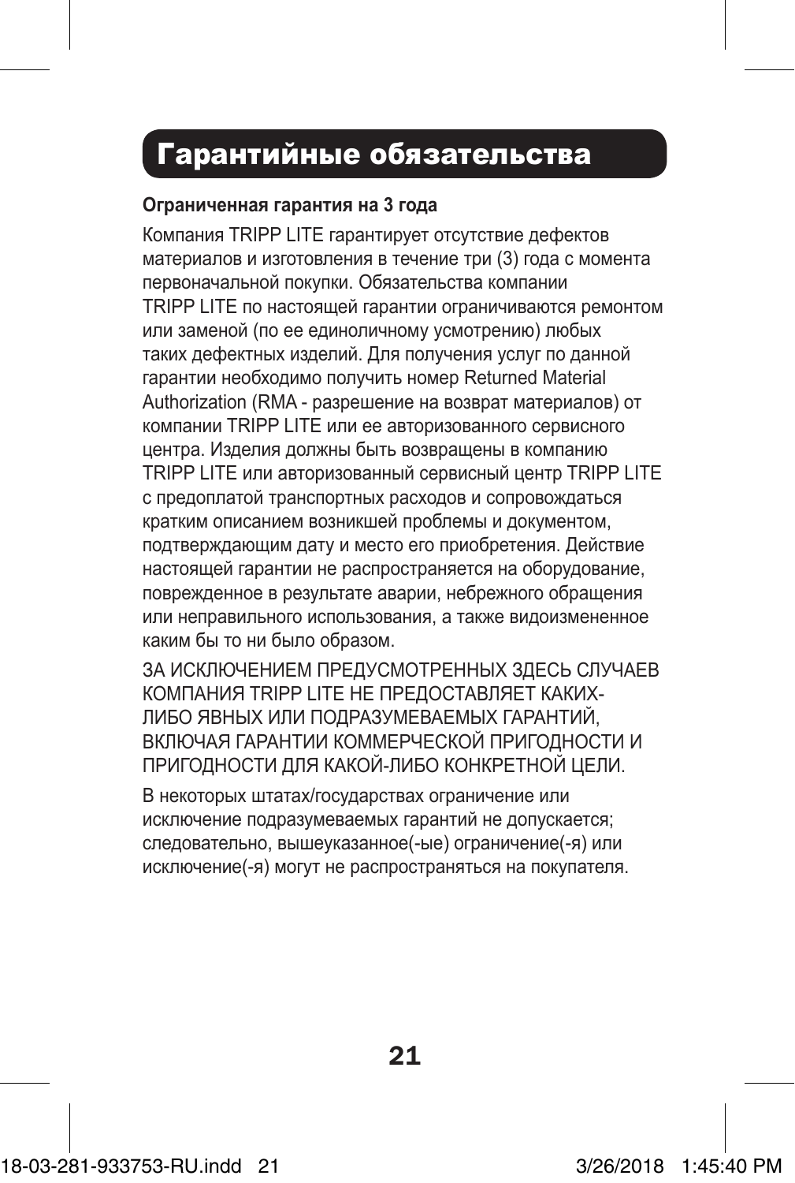# Гарантийные обязательства

**Ограниченная гарантия на 3 года**

Компания TRIPP LITE гарантирует отсутствие дефектов материалов и изготовления в течение три (3) года с момента первоначальной покупки. Обязательства компании TRIPP LITE по настоящей гарантии ограничиваются ремонтом или заменой (по ее единоличному усмотрению) любых таких дефектных изделий. Для получения услуг по данной гарантии необходимо получить номер Returned Material Authorization (RMA - разрешение на возврат материалов) от компании TRIPP LITE или ее авторизованного сервисного центра. Изделия должны быть возвращены в компанию TRIPP LITE или авторизованный сервисный центр TRIPP LITE с предоплатой транспортных расходов и сопровождаться кратким описанием возникшей проблемы и документом, подтверждающим дату и место его приобретения. Действие настоящей гарантии не распространяется на оборудование, поврежденное в результате аварии, небрежного обращения или неправильного использования, а также видоизмененное каким бы то ни было образом.

ЗА ИСКЛЮЧЕНИЕМ ПРЕДУСМОТРЕННЫХ ЗДЕСЬ СЛУЧАЕВ КОМПАНИЯ TRIPP LITE НЕ ПРЕДОСТАВЛЯЕТ КАКИХ-ЛИБО ЯВНЫХ ИЛИ ПОДРАЗУМЕВАЕМЫХ ГАРАНТИЙ, ВКЛЮЧАЯ ГАРАНТИИ КОММЕРЧЕСКОЙ ПРИГОДНОСТИ И ПРИГОДНОСТИ ДЛЯ КАКОЙ-ЛИБО КОНКРЕТНОЙ ЦЕЛИ.

В некоторых штатах/государствах ограничение или исключение подразумеваемых гарантий не допускается; следовательно, вышеуказанное(-ые) ограничение(-я) или исключение(-я) могут не распространяться на покупателя.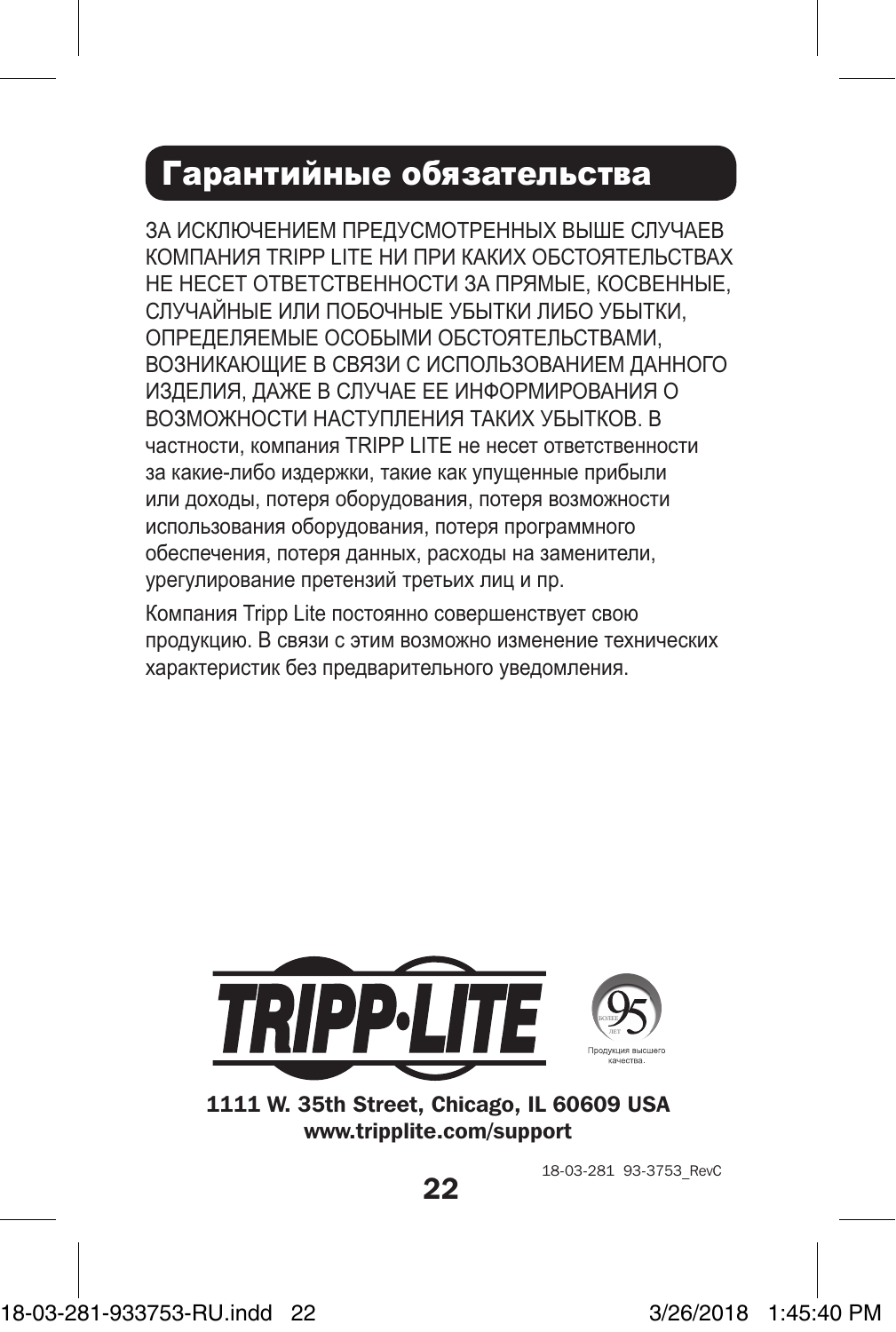## Гарантийные обязательства

ЗА ИСКЛЮЧЕНИЕМ ПРЕДУСМОТРЕННЫХ ВЫШЕ СЛУЧАЕВ КОМПАНИЯ TRIPP LITE НИ ПРИ КАКИХ ОБСТОЯТЕЛЬСТВАХ НЕ НЕСЕТ ОТВЕТСТВЕННОСТИ ЗА ПРЯМЫЕ, КОСВЕННЫЕ, СЛУЧАЙНЫЕ ИЛИ ПОБОЧНЫЕ УБЫТКИ ЛИБО УБЫТКИ, ОПРЕДЕЛЯЕМЫЕ ОСОБЫМИ ОБСТОЯТЕЛЬСТВАМИ, ВОЗНИКАЮЩИЕ В СВЯЗИ С ИСПОЛЬЗОВАНИЕМ ДАННОГО ИЗДЕЛИЯ, ДАЖЕ В СЛУЧАЕ ЕЕ ИНФОРМИРОВАНИЯ О ВОЗМОЖНОСТИ НАСТУПЛЕНИЯ ТАКИХ УБЫТКОВ. В частности, компания TRIPP LITE не несет ответственности за какие-либо издержки, такие как упущенные прибыли или доходы, потеря оборудования, потеря возможности использования оборудования, потеря программного обеспечения, потеря данных, расходы на заменители, урегулирование претензий третьих лиц и пр.

Компания Tripp Lite постоянно совершенствует свою продукцию. В связи с этим возможно изменение технических характеристик без предварительного уведомления.

TRIPP·LITE

БОЛЕЕ 95 ЛЕТ

Продукция высшего качества.

**1111 W. 35th Street, Chicago, IL 60609 USA**
**www.tripplite.com/support**

18-03-281 93-3753_RevC